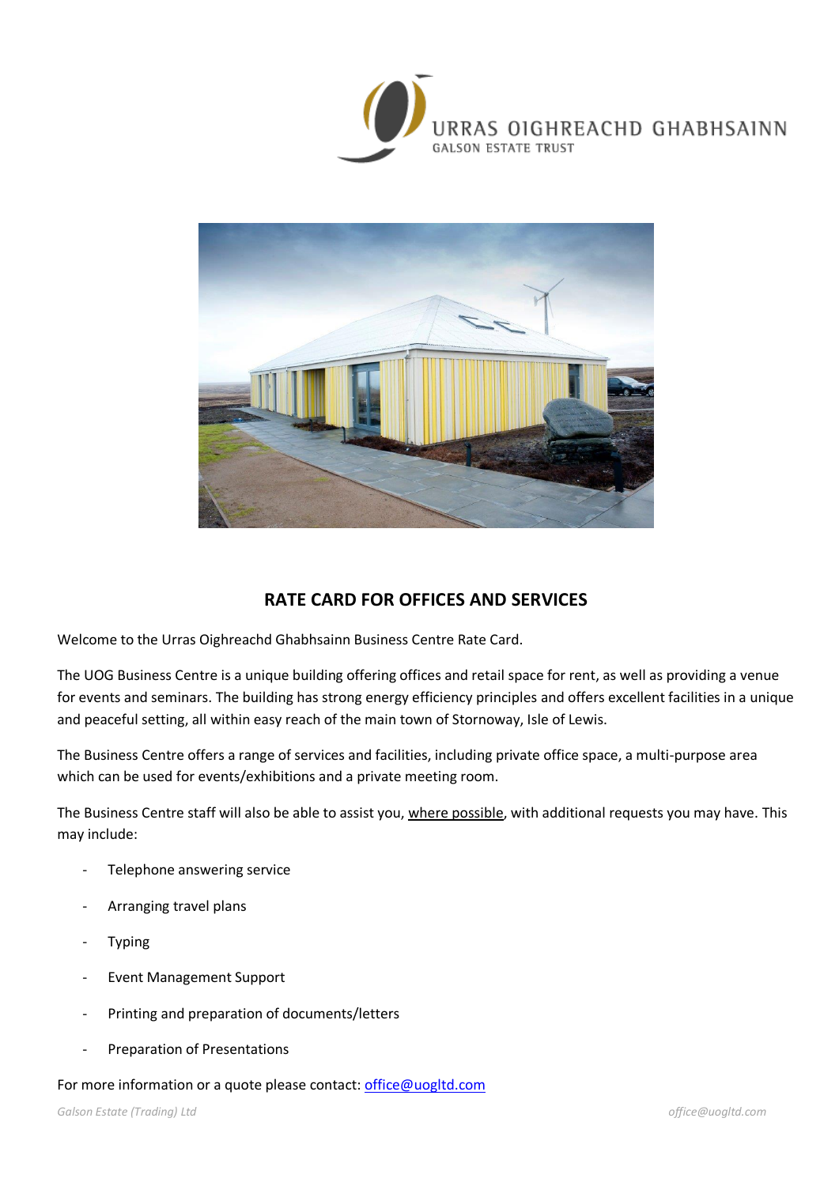URRAS OIGHREACHD GHABHSAINN
GALSON ESTATE TRUST

## RATE CARD FOR OFFICES AND SERVICES

Welcome to the Urras Oighreachd Ghabhsainn Business Centre Rate Card.

The UOG Business Centre is a unique building offering offices and retail space for rent, as well as providing a venue for events and seminars. The building has strong energy efficiency principles and offers excellent facilities in a unique and peaceful setting, all within easy reach of the main town of Stornoway, Isle of Lewis.

The Business Centre offers a range of services and facilities, including private office space, a multi-purpose area which can be used for events/exhibitions and a private meeting room.

The Business Centre staff will also be able to assist you, where possible, with additional requests you may have. This may include:

- Telephone answering service
- Arranging travel plans
- Typing
- Event Management Support
- Printing and preparation of documents/letters
- Preparation of Presentations

For more information or a quote please contact: office@uogltd.com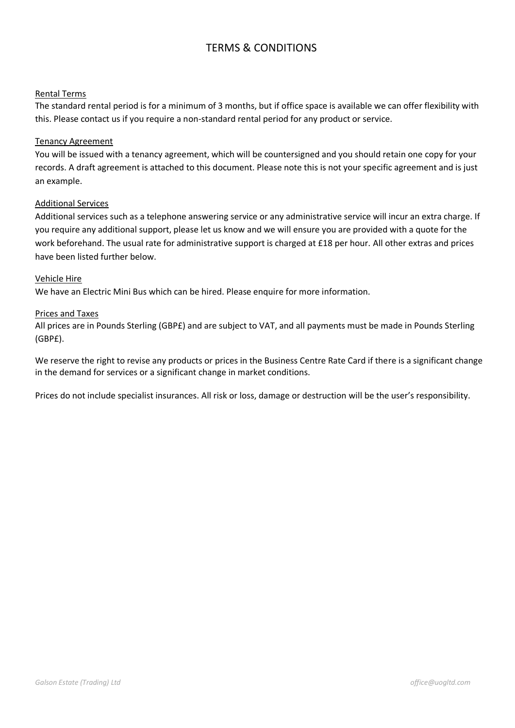# TERMS & CONDITIONS

<u>Rental Terms</u>

The standard rental period is for a minimum of 3 months, but if office space is available we can offer flexibility with this. Please contact us if you require a non-standard rental period for any product or service.

<u>Tenancy Agreement</u>

You will be issued with a tenancy agreement, which will be countersigned and you should retain one copy for your records. A draft agreement is attached to this document. Please note this is not your specific agreement and is just an example.

<u>Additional Services</u>

Additional services such as a telephone answering service or any administrative service will incur an extra charge. If you require any additional support, please let us know and we will ensure you are provided with a quote for the work beforehand. The usual rate for administrative support is charged at £18 per hour. All other extras and prices have been listed further below.

<u>Vehicle Hire</u>

We have an Electric Mini Bus which can be hired. Please enquire for more information.

<u>Prices and Taxes</u>

All prices are in Pounds Sterling (GBP£) and are subject to VAT, and all payments must be made in Pounds Sterling (GBP£).

We reserve the right to revise any products or prices in the Business Centre Rate Card if there is a significant change in the demand for services or a significant change in market conditions.

Prices do not include specialist insurances. All risk or loss, damage or destruction will be the user's responsibility.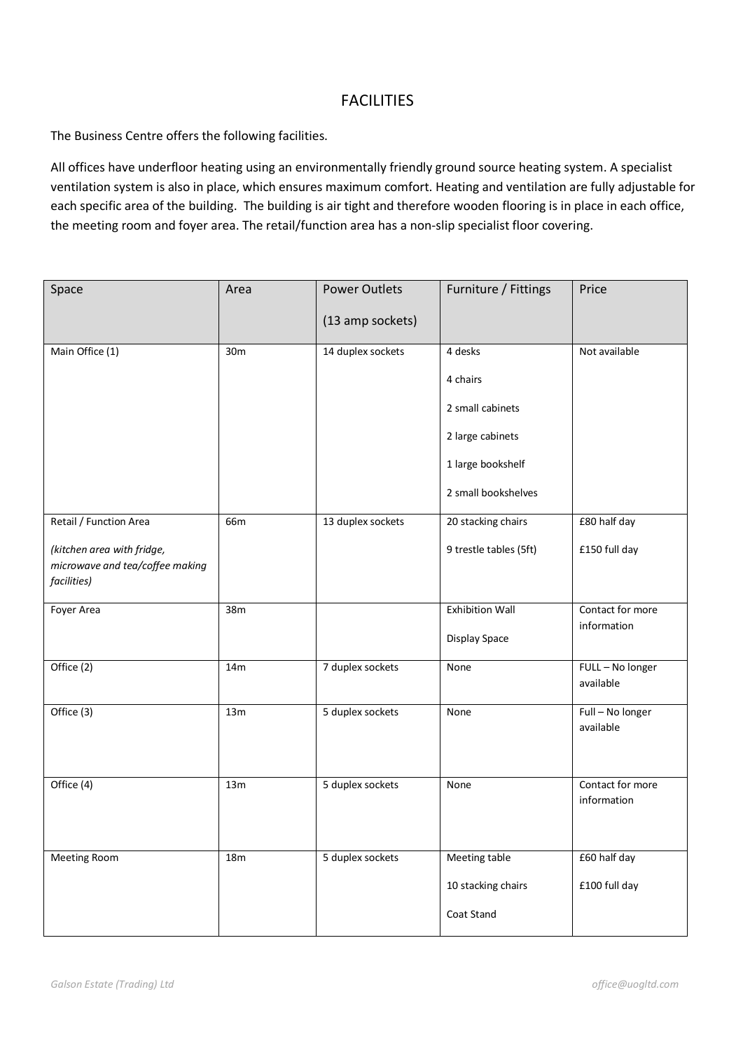# FACILITIES

The Business Centre offers the following facilities.

All offices have underfloor heating using an environmentally friendly ground source heating system. A specialist ventilation system is also in place, which ensures maximum comfort. Heating and ventilation are fully adjustable for each specific area of the building. The building is air tight and therefore wooden flooring is in place in each office, the meeting room and foyer area. The retail/function area has a non-slip specialist floor covering.

| Space | Area | Power Outlets (13 amp sockets) | Furniture / Fittings | Price |
|---|---|---|---|---|
| Main Office (1) | 30m | 14 duplex sockets | 4 desks<br>4 chairs<br>2 small cabinets<br>2 large cabinets<br>1 large bookshelf<br>2 small bookshelves | Not available |
| Retail / Function Area<br>*(kitchen area with fridge, microwave and tea/coffee making facilities)* | 66m | 13 duplex sockets | 20 stacking chairs<br>9 trestle tables (5ft) | £80 half day<br>£150 full day |
| Foyer Area | 38m | | Exhibition Wall<br>Display Space | Contact for more information |
| Office (2) | 14m | 7 duplex sockets | None | FULL – No longer available |
| Office (3) | 13m | 5 duplex sockets | None | Full – No longer available |
| Office (4) | 13m | 5 duplex sockets | None | Contact for more information |
| Meeting Room | 18m | 5 duplex sockets | Meeting table<br>10 stacking chairs<br>Coat Stand | £60 half day<br>£100 full day |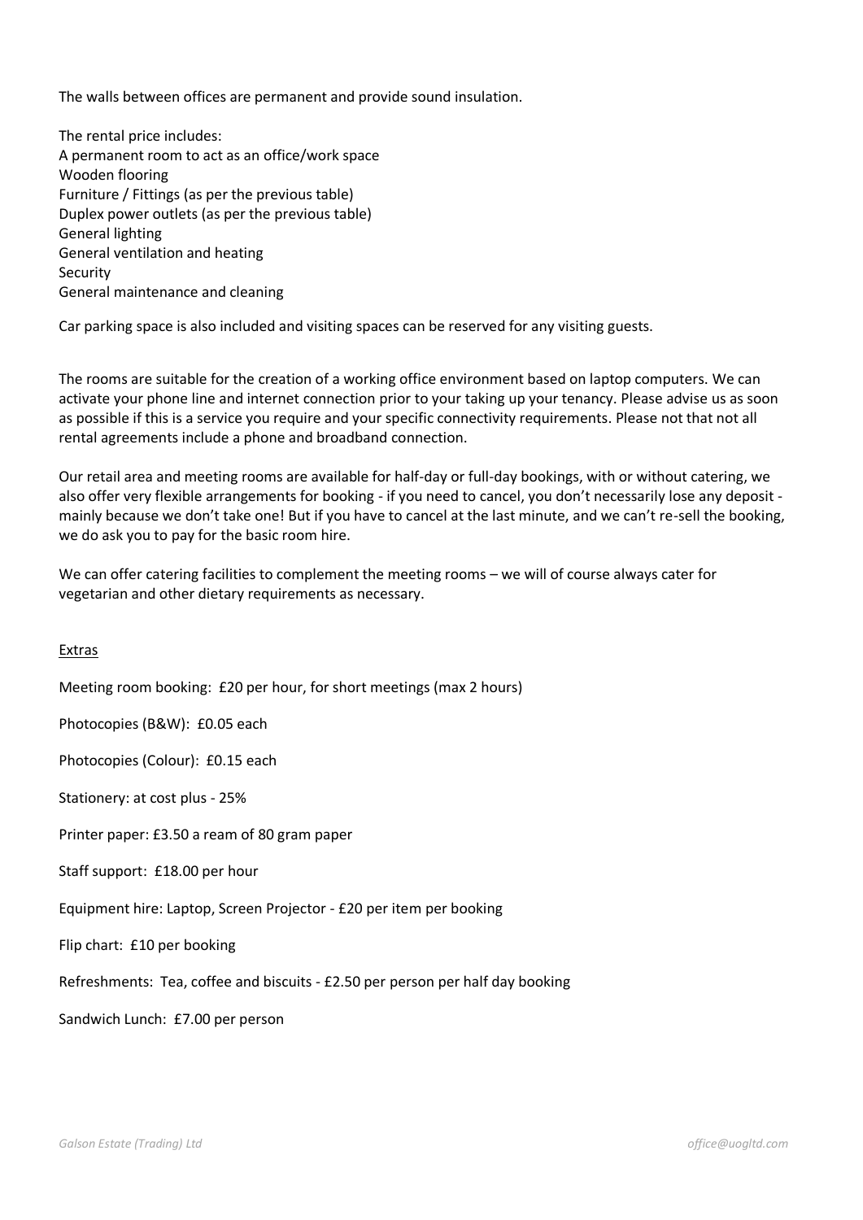The walls between offices are permanent and provide sound insulation.

The rental price includes:
A permanent room to act as an office/work space
Wooden flooring
Furniture / Fittings (as per the previous table)
Duplex power outlets (as per the previous table)
General lighting
General ventilation and heating
Security
General maintenance and cleaning

Car parking space is also included and visiting spaces can be reserved for any visiting guests.

The rooms are suitable for the creation of a working office environment based on laptop computers. We can activate your phone line and internet connection prior to your taking up your tenancy. Please advise us as soon as possible if this is a service you require and your specific connectivity requirements. Please not that not all rental agreements include a phone and broadband connection.

Our retail area and meeting rooms are available for half-day or full-day bookings, with or without catering, we also offer very flexible arrangements for booking - if you need to cancel, you don't necessarily lose any deposit - mainly because we don't take one! But if you have to cancel at the last minute, and we can't re-sell the booking, we do ask you to pay for the basic room hire.

We can offer catering facilities to complement the meeting rooms – we will of course always cater for vegetarian and other dietary requirements as necessary.

<u>Extras</u>

Meeting room booking: £20 per hour, for short meetings (max 2 hours)

Photocopies (B&W): £0.05 each

Photocopies (Colour): £0.15 each

Stationery: at cost plus - 25%

Printer paper: £3.50 a ream of 80 gram paper

Staff support: £18.00 per hour

Equipment hire: Laptop, Screen Projector - £20 per item per booking

Flip chart: £10 per booking

Refreshments: Tea, coffee and biscuits - £2.50 per person per half day booking

Sandwich Lunch: £7.00 per person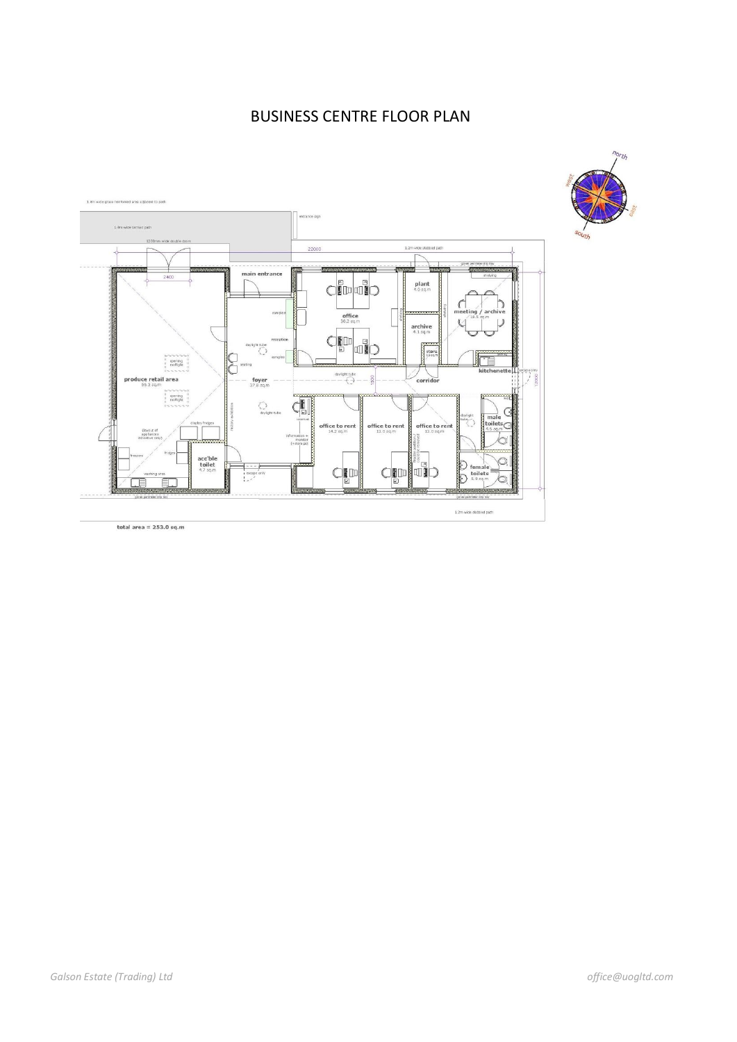# BUSINESS CENTRE FLOOR PLAN

1.8m wide grass (reinforced area adjacent to path

1.8m wide tarmac path

entrance sign

1200mm wide double doors

22000

1.2m wide dished path

main entrance

plant
6.0 sq.m

office
30.2 sq.m

meeting / archive
18.5 sq.m

archive
4.1 sq.m

store

kitchenette

produce retail area
56.3 sq.m

foyer
37.8 sq.m

reception

corridor

daylight tube

office to rent
14.2 sq.m

office to rent
13.0 sq.m

office to rent
13.0 sq.m

male toilets
4.5 sq.m

female toilets
5.9 sq.m

acc'ble toilet
4.7 sq.m

display fridges

fridges

freezers

washing area

1.2m wide dished path

total area = 253.0 sq.m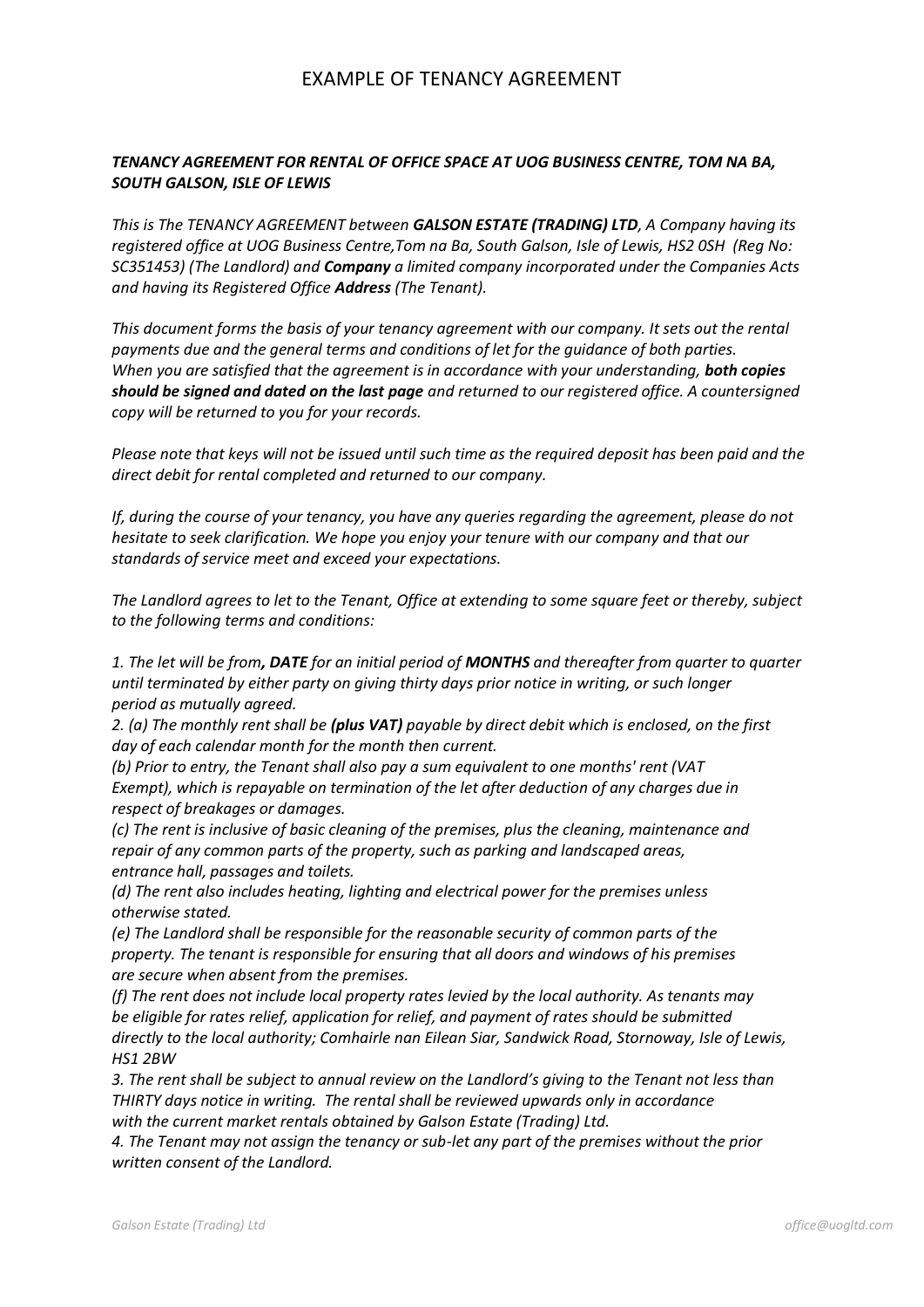# EXAMPLE OF TENANCY AGREEMENT

***TENANCY AGREEMENT FOR RENTAL OF OFFICE SPACE AT UOG BUSINESS CENTRE, TOM NA BA, SOUTH GALSON, ISLE OF LEWIS***

*This is The TENANCY AGREEMENT between **GALSON ESTATE (TRADING) LTD**, A Company having its registered office at UOG Business Centre,Tom na Ba, South Galson, Isle of Lewis, HS2 0SH (Reg No: SC351453) (The Landlord) and **Company** a limited company incorporated under the Companies Acts and having its Registered Office **Address** (The Tenant).*

*This document forms the basis of your tenancy agreement with our company. It sets out the rental payments due and the general terms and conditions of let for the guidance of both parties. When you are satisfied that the agreement is in accordance with your understanding, **both copies should be signed and dated on the last page** and returned to our registered office. A countersigned copy will be returned to you for your records.*

*Please note that keys will not be issued until such time as the required deposit has been paid and the direct debit for rental completed and returned to our company.*

*If, during the course of your tenancy, you have any queries regarding the agreement, please do not hesitate to seek clarification. We hope you enjoy your tenure with our company and that our standards of service meet and exceed your expectations.*

*The Landlord agrees to let to the Tenant, Office at extending to some square feet or thereby, subject to the following terms and conditions:*

*1. The let will be from**, DATE** for an initial period of **MONTHS** and thereafter from quarter to quarter until terminated by either party on giving thirty days prior notice in writing, or such longer period as mutually agreed.*
*2. (a) The monthly rent shall be **(plus VAT)** payable by direct debit which is enclosed, on the first day of each calendar month for the month then current.*
*(b) Prior to entry, the Tenant shall also pay a sum equivalent to one months' rent (VAT Exempt), which is repayable on termination of the let after deduction of any charges due in respect of breakages or damages.*
*(c) The rent is inclusive of basic cleaning of the premises, plus the cleaning, maintenance and repair of any common parts of the property, such as parking and landscaped areas, entrance hall, passages and toilets.*
*(d) The rent also includes heating, lighting and electrical power for the premises unless otherwise stated.*
*(e) The Landlord shall be responsible for the reasonable security of common parts of the property. The tenant is responsible for ensuring that all doors and windows of his premises are secure when absent from the premises.*
*(f) The rent does not include local property rates levied by the local authority. As tenants may be eligible for rates relief, application for relief, and payment of rates should be submitted directly to the local authority; Comhairle nan Eilean Siar, Sandwick Road, Stornoway, Isle of Lewis, HS1 2BW*
*3. The rent shall be subject to annual review on the Landlord's giving to the Tenant not less than THIRTY days notice in writing. The rental shall be reviewed upwards only in accordance with the current market rentals obtained by Galson Estate (Trading) Ltd.*
*4. The Tenant may not assign the tenancy or sub-let any part of the premises without the prior written consent of the Landlord.*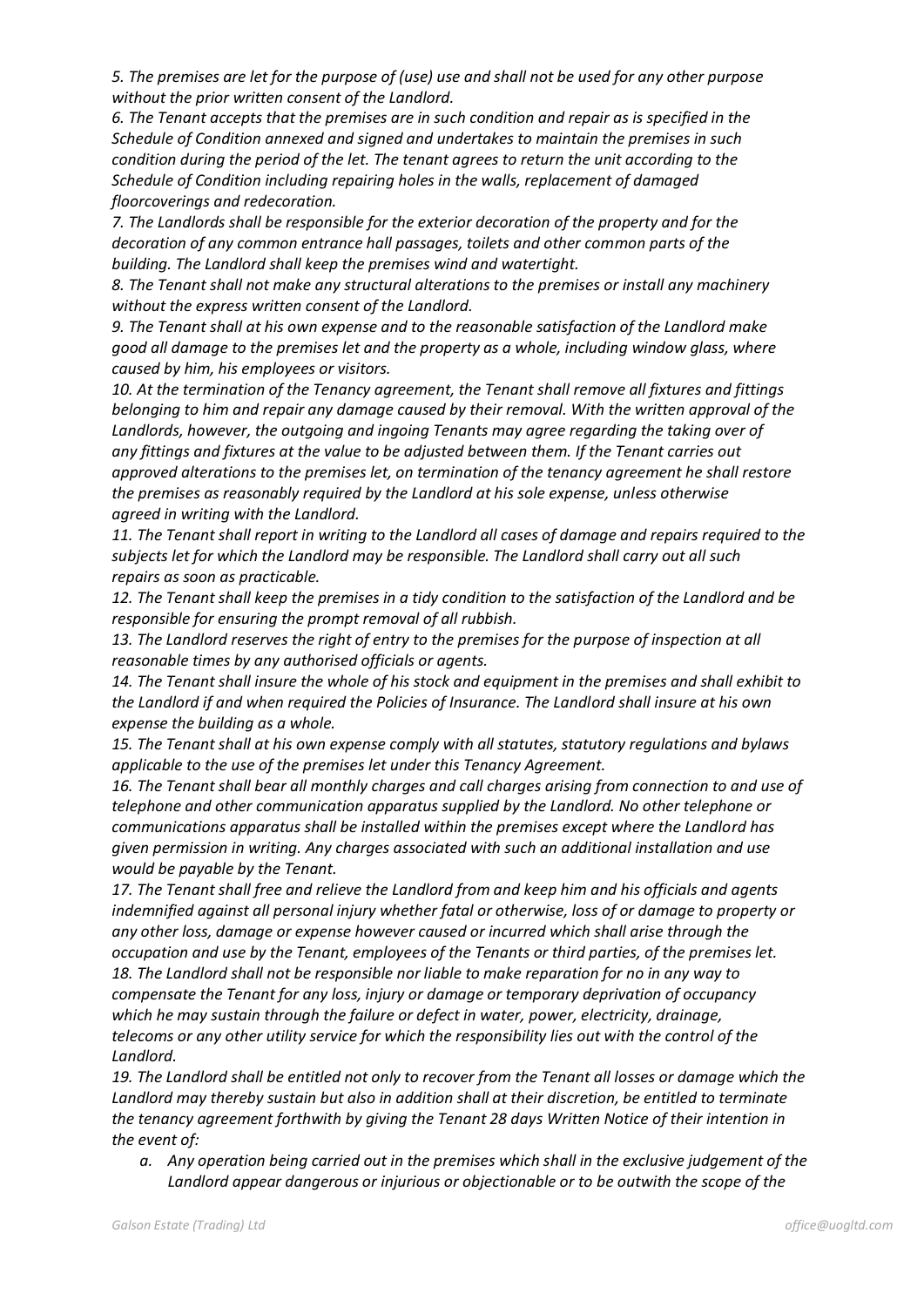*5. The premises are let for the purpose of (use) use and shall not be used for any other purpose without the prior written consent of the Landlord.*

*6. The Tenant accepts that the premises are in such condition and repair as is specified in the Schedule of Condition annexed and signed and undertakes to maintain the premises in such condition during the period of the let. The tenant agrees to return the unit according to the Schedule of Condition including repairing holes in the walls, replacement of damaged floorcoverings and redecoration.*

*7. The Landlords shall be responsible for the exterior decoration of the property and for the decoration of any common entrance hall passages, toilets and other common parts of the building. The Landlord shall keep the premises wind and watertight.*

*8. The Tenant shall not make any structural alterations to the premises or install any machinery without the express written consent of the Landlord.*

*9. The Tenant shall at his own expense and to the reasonable satisfaction of the Landlord make good all damage to the premises let and the property as a whole, including window glass, where caused by him, his employees or visitors.*

*10. At the termination of the Tenancy agreement, the Tenant shall remove all fixtures and fittings belonging to him and repair any damage caused by their removal. With the written approval of the Landlords, however, the outgoing and ingoing Tenants may agree regarding the taking over of any fittings and fixtures at the value to be adjusted between them. If the Tenant carries out approved alterations to the premises let, on termination of the tenancy agreement he shall restore the premises as reasonably required by the Landlord at his sole expense, unless otherwise agreed in writing with the Landlord.*

*11. The Tenant shall report in writing to the Landlord all cases of damage and repairs required to the subjects let for which the Landlord may be responsible. The Landlord shall carry out all such repairs as soon as practicable.*

*12. The Tenant shall keep the premises in a tidy condition to the satisfaction of the Landlord and be responsible for ensuring the prompt removal of all rubbish.*

*13. The Landlord reserves the right of entry to the premises for the purpose of inspection at all reasonable times by any authorised officials or agents.*

*14. The Tenant shall insure the whole of his stock and equipment in the premises and shall exhibit to the Landlord if and when required the Policies of Insurance. The Landlord shall insure at his own expense the building as a whole.*

*15. The Tenant shall at his own expense comply with all statutes, statutory regulations and bylaws applicable to the use of the premises let under this Tenancy Agreement.*

*16. The Tenant shall bear all monthly charges and call charges arising from connection to and use of telephone and other communication apparatus supplied by the Landlord. No other telephone or communications apparatus shall be installed within the premises except where the Landlord has given permission in writing. Any charges associated with such an additional installation and use would be payable by the Tenant.*

*17. The Tenant shall free and relieve the Landlord from and keep him and his officials and agents indemnified against all personal injury whether fatal or otherwise, loss of or damage to property or any other loss, damage or expense however caused or incurred which shall arise through the occupation and use by the Tenant, employees of the Tenants or third parties, of the premises let.*

*18. The Landlord shall not be responsible nor liable to make reparation for no in any way to compensate the Tenant for any loss, injury or damage or temporary deprivation of occupancy which he may sustain through the failure or defect in water, power, electricity, drainage, telecoms or any other utility service for which the responsibility lies out with the control of the Landlord.*

*19. The Landlord shall be entitled not only to recover from the Tenant all losses or damage which the Landlord may thereby sustain but also in addition shall at their discretion, be entitled to terminate the tenancy agreement forthwith by giving the Tenant 28 days Written Notice of their intention in the event of:*

*a. Any operation being carried out in the premises which shall in the exclusive judgement of the Landlord appear dangerous or injurious or objectionable or to be outwith the scope of the*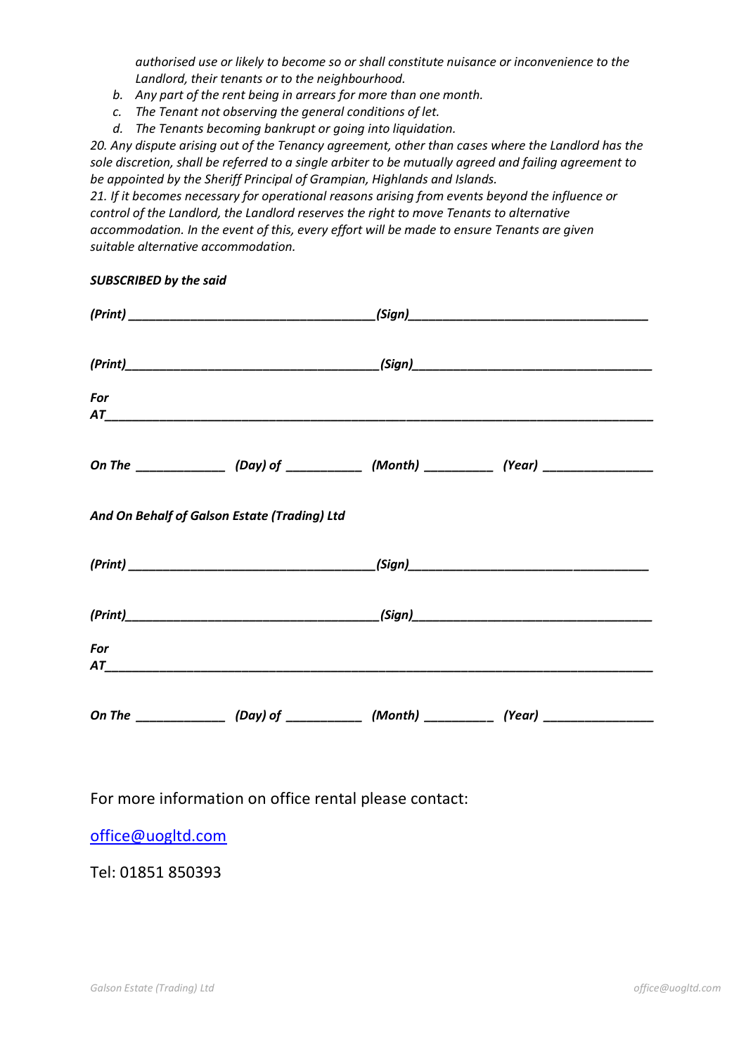*authorised use or likely to become so or shall constitute nuisance or inconvenience to the Landlord, their tenants or to the neighbourhood.*

b. *Any part of the rent being in arrears for more than one month.*
c. *The Tenant not observing the general conditions of let.*
d. *The Tenants becoming bankrupt or going into liquidation.*

*20. Any dispute arising out of the Tenancy agreement, other than cases where the Landlord has the sole discretion, shall be referred to a single arbiter to be mutually agreed and failing agreement to be appointed by the Sheriff Principal of Grampian, Highlands and Islands.*

*21. If it becomes necessary for operational reasons arising from events beyond the influence or control of the Landlord, the Landlord reserves the right to move Tenants to alternative accommodation. In the event of this, every effort will be made to ensure Tenants are given suitable alternative accommodation.*

***SUBSCRIBED by the said***

***(Print)*** ___________________________________ ***(Sign)*** ___________________________________

***(Print)*** ___________________________________ ***(Sign)*** ___________________________________

***For***
***AT*** _______________________________________________________________________________

***On The*** _____________ ***(Day) of*** ___________ ***(Month)*** __________ ***(Year)*** ________________

***And On Behalf of Galson Estate (Trading) Ltd***

***(Print)*** ___________________________________ ***(Sign)*** ___________________________________

***(Print)*** ___________________________________ ***(Sign)*** ___________________________________

***For***
***AT*** _______________________________________________________________________________

***On The*** _____________ ***(Day) of*** ___________ ***(Month)*** __________ ***(Year)*** ________________

For more information on office rental please contact:

office@uogltd.com

Tel: 01851 850393